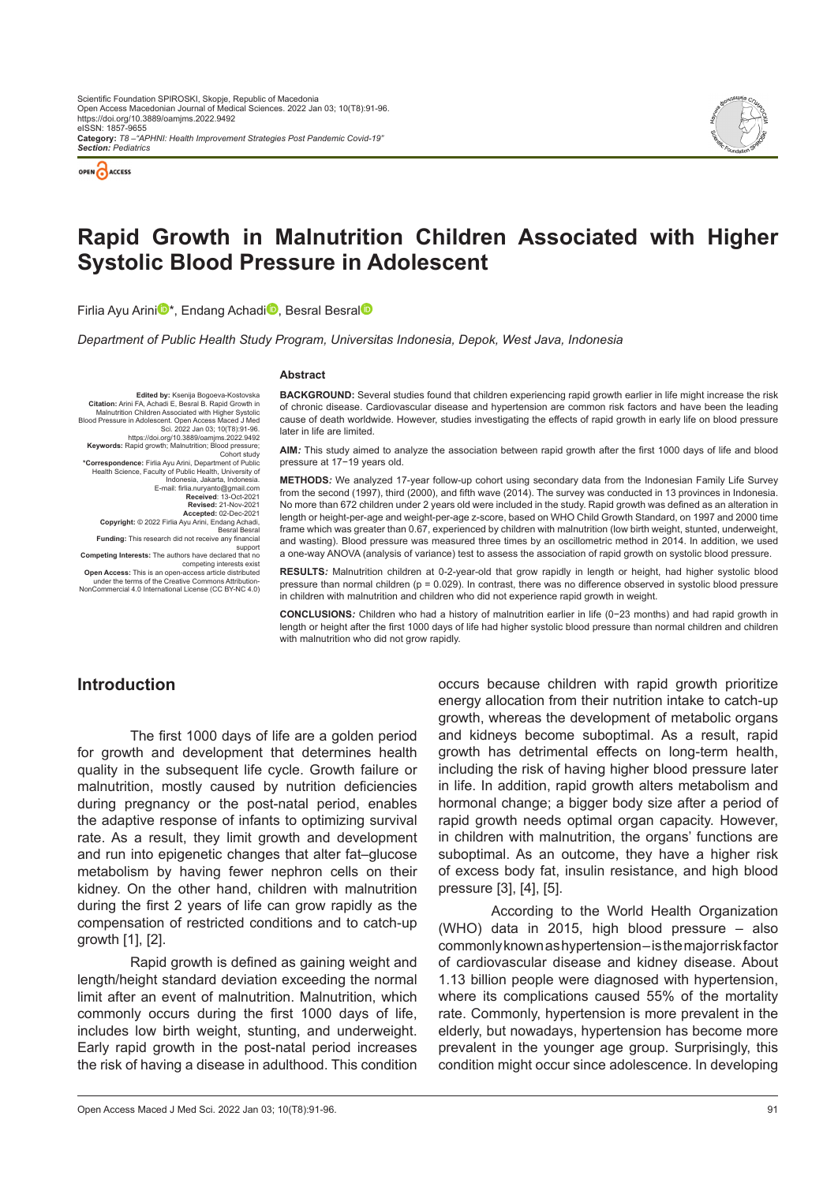# Rapid Growth in Malnutrition Children Associated with Higher Systolic Blood Pressure in Adolescent

Firlia Ayu Arini*, Endang Achadi, Besral Besral

*Department of Public Health Study Program, Universitas Indonesia, Depok, West Java, Indonesia*

**Edited by:** Ksenija Bogoeva-Kostovska
**Citation:** Arini FA, Achadi E, Besral B. Rapid Growth in Malnutrition Children Associated with Higher Systolic Blood Pressure in Adolescent. Open Access Maced J Med Sci. 2022 Jan 03; 10(T8):91-96. https://doi.org/10.3889/oamjms.2022.9492
**Keywords:** Rapid growth; Malnutrition; Blood pressure; Cohort study
***Correspondence:** Firlia Ayu Arini, Department of Public Health Science, Faculty of Public Health, University of Indonesia, Jakarta, Indonesia. E-mail: firlia.nuryanto@gmail.com
**Received:** 13-Oct-2021
**Revised:** 21-Nov-2021
**Accepted:** 02-Dec-2021
**Copyright:** © 2022 Firlia Ayu Arini, Endang Achadi, Besral Besral
**Funding:** This research did not receive any financial support
**Competing Interests:** The authors have declared that no competing interests exist
**Open Access:** This is an open-access article distributed under the terms of the Creative Commons Attribution-NonCommercial 4.0 International License (CC BY-NC 4.0)

## Abstract

**BACKGROUND:** Several studies found that children experiencing rapid growth earlier in life might increase the risk of chronic disease. Cardiovascular disease and hypertension are common risk factors and have been the leading cause of death worldwide. However, studies investigating the effects of rapid growth in early life on blood pressure later in life are limited.

**AIM:** This study aimed to analyze the association between rapid growth after the first 1000 days of life and blood pressure at 17−19 years old.

**METHODS:** We analyzed 17-year follow-up cohort using secondary data from the Indonesian Family Life Survey from the second (1997), third (2000), and fifth wave (2014). The survey was conducted in 13 provinces in Indonesia. No more than 672 children under 2 years old were included in the study. Rapid growth was defined as an alteration in length or height-per-age and weight-per-age z-score, based on WHO Child Growth Standard, on 1997 and 2000 time frame which was greater than 0.67, experienced by children with malnutrition (low birth weight, stunted, underweight, and wasting). Blood pressure was measured three times by an oscillometric method in 2014. In addition, we used a one-way ANOVA (analysis of variance) test to assess the association of rapid growth on systolic blood pressure.

**RESULTS:** Malnutrition children at 0-2-year-old that grow rapidly in length or height, had higher systolic blood pressure than normal children ($p = 0.029$). In contrast, there was no difference observed in systolic blood pressure in children with malnutrition and children who did not experience rapid growth in weight.

**CONCLUSIONS:** Children who had a history of malnutrition earlier in life (0−23 months) and had rapid growth in length or height after the first 1000 days of life had higher systolic blood pressure than normal children and children with malnutrition who did not grow rapidly.

## Introduction

The first 1000 days of life are a golden period for growth and development that determines health quality in the subsequent life cycle. Growth failure or malnutrition, mostly caused by nutrition deficiencies during pregnancy or the post-natal period, enables the adaptive response of infants to optimizing survival rate. As a result, they limit growth and development and run into epigenetic changes that alter fat–glucose metabolism by having fewer nephron cells on their kidney. On the other hand, children with malnutrition during the first 2 years of life can grow rapidly as the compensation of restricted conditions and to catch-up growth [1], [2].

Rapid growth is defined as gaining weight and length/height standard deviation exceeding the normal limit after an event of malnutrition. Malnutrition, which commonly occurs during the first 1000 days of life, includes low birth weight, stunting, and underweight. Early rapid growth in the post-natal period increases the risk of having a disease in adulthood. This condition occurs because children with rapid growth prioritize energy allocation from their nutrition intake to catch-up growth, whereas the development of metabolic organs and kidneys become suboptimal. As a result, rapid growth has detrimental effects on long-term health, including the risk of having higher blood pressure later in life. In addition, rapid growth alters metabolism and hormonal change; a bigger body size after a period of rapid growth needs optimal organ capacity. However, in children with malnutrition, the organs' functions are suboptimal. As an outcome, they have a higher risk of excess body fat, insulin resistance, and high blood pressure [3], [4], [5].

According to the World Health Organization (WHO) data in 2015, high blood pressure – also commonly known as hypertension – is the major risk factor of cardiovascular disease and kidney disease. About 1.13 billion people were diagnosed with hypertension, where its complications caused 55% of the mortality rate. Commonly, hypertension is more prevalent in the elderly, but nowadays, hypertension has become more prevalent in the younger age group. Surprisingly, this condition might occur since adolescence. In developing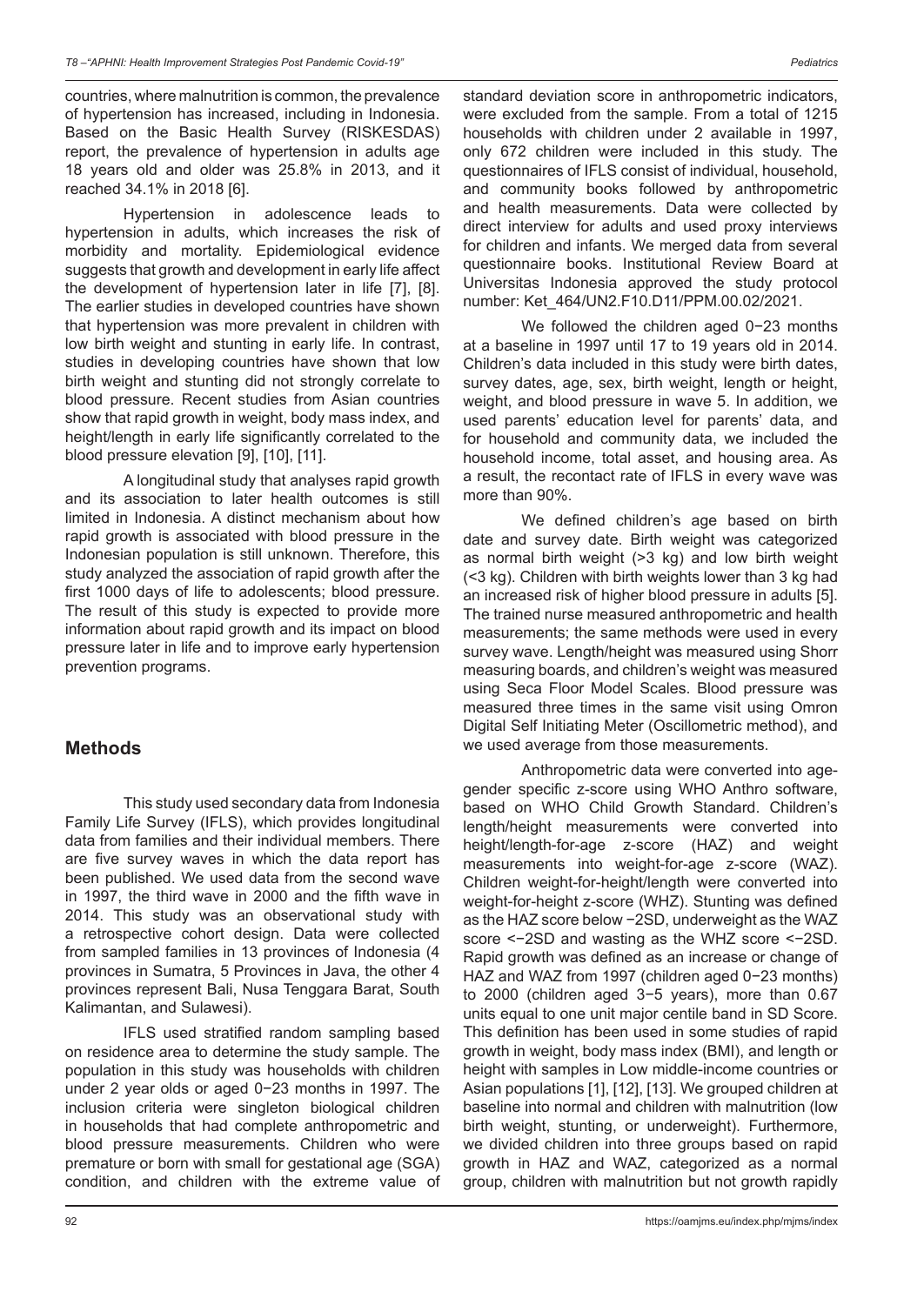countries, where malnutrition is common, the prevalence of hypertension has increased, including in Indonesia. Based on the Basic Health Survey (RISKESDAS) report, the prevalence of hypertension in adults age 18 years old and older was 25.8% in 2013, and it reached 34.1% in 2018 [6].

Hypertension in adolescence leads to hypertension in adults, which increases the risk of morbidity and mortality. Epidemiological evidence suggests that growth and development in early life affect the development of hypertension later in life [7], [8]. The earlier studies in developed countries have shown that hypertension was more prevalent in children with low birth weight and stunting in early life. In contrast, studies in developing countries have shown that low birth weight and stunting did not strongly correlate to blood pressure. Recent studies from Asian countries show that rapid growth in weight, body mass index, and height/length in early life significantly correlated to the blood pressure elevation [9], [10], [11].

A longitudinal study that analyses rapid growth and its association to later health outcomes is still limited in Indonesia. A distinct mechanism about how rapid growth is associated with blood pressure in the Indonesian population is still unknown. Therefore, this study analyzed the association of rapid growth after the first 1000 days of life to adolescents; blood pressure. The result of this study is expected to provide more information about rapid growth and its impact on blood pressure later in life and to improve early hypertension prevention programs.

## Methods

This study used secondary data from Indonesia Family Life Survey (IFLS), which provides longitudinal data from families and their individual members. There are five survey waves in which the data report has been published. We used data from the second wave in 1997, the third wave in 2000 and the fifth wave in 2014. This study was an observational study with a retrospective cohort design. Data were collected from sampled families in 13 provinces of Indonesia (4 provinces in Sumatra, 5 Provinces in Java, the other 4 provinces represent Bali, Nusa Tenggara Barat, South Kalimantan, and Sulawesi).

IFLS used stratified random sampling based on residence area to determine the study sample. The population in this study was households with children under 2 year olds or aged 0−23 months in 1997. The inclusion criteria were singleton biological children in households that had complete anthropometric and blood pressure measurements. Children who were premature or born with small for gestational age (SGA) condition, and children with the extreme value of standard deviation score in anthropometric indicators, were excluded from the sample. From a total of 1215 households with children under 2 available in 1997, only 672 children were included in this study. The questionnaires of IFLS consist of individual, household, and community books followed by anthropometric and health measurements. Data were collected by direct interview for adults and used proxy interviews for children and infants. We merged data from several questionnaire books. Institutional Review Board at Universitas Indonesia approved the study protocol number: Ket_464/UN2.F10.D11/PPM.00.02/2021.

We followed the children aged 0−23 months at a baseline in 1997 until 17 to 19 years old in 2014. Children's data included in this study were birth dates, survey dates, age, sex, birth weight, length or height, weight, and blood pressure in wave 5. In addition, we used parents' education level for parents' data, and for household and community data, we included the household income, total asset, and housing area. As a result, the recontact rate of IFLS in every wave was more than 90%.

We defined children's age based on birth date and survey date. Birth weight was categorized as normal birth weight (>3 kg) and low birth weight (<3 kg). Children with birth weights lower than 3 kg had an increased risk of higher blood pressure in adults [5]. The trained nurse measured anthropometric and health measurements; the same methods were used in every survey wave. Length/height was measured using Shorr measuring boards, and children's weight was measured using Seca Floor Model Scales. Blood pressure was measured three times in the same visit using Omron Digital Self Initiating Meter (Oscillometric method), and we used average from those measurements.

Anthropometric data were converted into age-gender specific z-score using WHO Anthro software, based on WHO Child Growth Standard. Children's length/height measurements were converted into height/length-for-age z-score (HAZ) and weight measurements into weight-for-age z-score (WAZ). Children weight-for-height/length were converted into weight-for-height z-score (WHZ). Stunting was defined as the HAZ score below −2SD, underweight as the WAZ score <−2SD and wasting as the WHZ score <−2SD. Rapid growth was defined as an increase or change of HAZ and WAZ from 1997 (children aged 0−23 months) to 2000 (children aged 3−5 years), more than 0.67 units equal to one unit major centile band in SD Score. This definition has been used in some studies of rapid growth in weight, body mass index (BMI), and length or height with samples in Low middle-income countries or Asian populations [1], [12], [13]. We grouped children at baseline into normal and children with malnutrition (low birth weight, stunting, or underweight). Furthermore, we divided children into three groups based on rapid growth in HAZ and WAZ, categorized as a normal group, children with malnutrition but not growth rapidly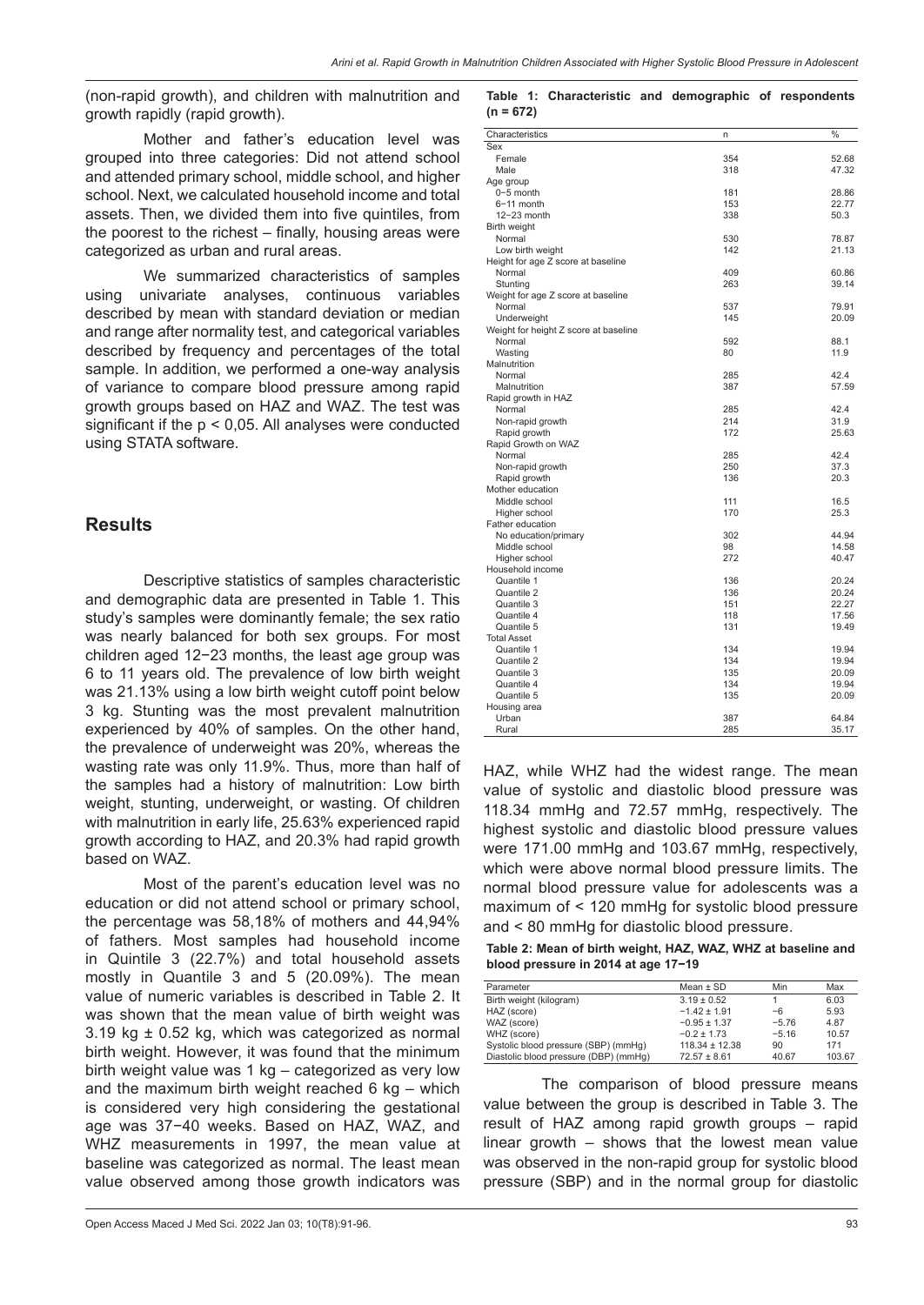(non-rapid growth), and children with malnutrition and growth rapidly (rapid growth).

Mother and father's education level was grouped into three categories: Did not attend school and attended primary school, middle school, and higher school. Next, we calculated household income and total assets. Then, we divided them into five quintiles, from the poorest to the richest – finally, housing areas were categorized as urban and rural areas.

We summarized characteristics of samples using univariate analyses, continuous variables described by mean with standard deviation or median and range after normality test, and categorical variables described by frequency and percentages of the total sample. In addition, we performed a one-way analysis of variance to compare blood pressure among rapid growth groups based on HAZ and WAZ. The test was significant if the p < 0,05. All analyses were conducted using STATA software.

## Results

Descriptive statistics of samples characteristic and demographic data are presented in Table 1. This study's samples were dominantly female; the sex ratio was nearly balanced for both sex groups. For most children aged 12−23 months, the least age group was 6 to 11 years old. The prevalence of low birth weight was 21.13% using a low birth weight cutoff point below 3 kg. Stunting was the most prevalent malnutrition experienced by 40% of samples. On the other hand, the prevalence of underweight was 20%, whereas the wasting rate was only 11.9%. Thus, more than half of the samples had a history of malnutrition: Low birth weight, stunting, underweight, or wasting. Of children with malnutrition in early life, 25.63% experienced rapid growth according to HAZ, and 20.3% had rapid growth based on WAZ.

Most of the parent's education level was no education or did not attend school or primary school, the percentage was 58,18% of mothers and 44,94% of fathers. Most samples had household income in Quintile 3 (22.7%) and total household assets mostly in Quantile 3 and 5 (20.09%). The mean value of numeric variables is described in Table 2. It was shown that the mean value of birth weight was 3.19 kg ± 0.52 kg, which was categorized as normal birth weight. However, it was found that the minimum birth weight value was 1 kg – categorized as very low and the maximum birth weight reached 6 kg – which is considered very high considering the gestational age was 37−40 weeks. Based on HAZ, WAZ, and WHZ measurements in 1997, the mean value at baseline was categorized as normal. The least mean value observed among those growth indicators was

**Table 1: Characteristic and demographic of respondents (n = 672)**

| Characteristics | n | % |
|---|---|---|
| Sex | | |
| Female | 354 | 52.68 |
| Male | 318 | 47.32 |
| Age group | | |
| 0−5 month | 181 | 28.86 |
| 6−11 month | 153 | 22.77 |
| 12−23 month | 338 | 50.3 |
| Birth weight | | |
| Normal | 530 | 78.87 |
| Low birth weight | 142 | 21.13 |
| Height for age Z score at baseline | | |
| Normal | 409 | 60.86 |
| Stunting | 263 | 39.14 |
| Weight for age Z score at baseline | | |
| Normal | 537 | 79.91 |
| Underweight | 145 | 20.09 |
| Weight for height Z score at baseline | | |
| Normal | 592 | 88.1 |
| Wasting | 80 | 11.9 |
| Malnutrition | | |
| Normal | 285 | 42.4 |
| Malnutrition | 387 | 57.59 |
| Rapid growth in HAZ | | |
| Normal | 285 | 42.4 |
| Non-rapid growth | 214 | 31.9 |
| Rapid growth | 172 | 25.63 |
| Rapid Growth on WAZ | | |
| Normal | 285 | 42.4 |
| Non-rapid growth | 250 | 37.3 |
| Rapid growth | 136 | 20.3 |
| Mother education | | |
| Middle school | 111 | 16.5 |
| Higher school | 170 | 25.3 |
| Father education | | |
| No education/primary | 302 | 44.94 |
| Middle school | 98 | 14.58 |
| Higher school | 272 | 40.47 |
| Household income | | |
| Quantile 1 | 136 | 20.24 |
| Quantile 2 | 136 | 20.24 |
| Quantile 3 | 151 | 22.27 |
| Quantile 4 | 118 | 17.56 |
| Quantile 5 | 131 | 19.49 |
| Total Asset | | |
| Quantile 1 | 134 | 19.94 |
| Quantile 2 | 134 | 19.94 |
| Quantile 3 | 135 | 20.09 |
| Quantile 4 | 134 | 19.94 |
| Quantile 5 | 135 | 20.09 |
| Housing area | | |
| Urban | 387 | 64.84 |
| Rural | 285 | 35.17 |

HAZ, while WHZ had the widest range. The mean value of systolic and diastolic blood pressure was 118.34 mmHg and 72.57 mmHg, respectively. The highest systolic and diastolic blood pressure values were 171.00 mmHg and 103.67 mmHg, respectively, which were above normal blood pressure limits. The normal blood pressure value for adolescents was a maximum of < 120 mmHg for systolic blood pressure and < 80 mmHg for diastolic blood pressure.

**Table 2: Mean of birth weight, HAZ, WAZ, WHZ at baseline and blood pressure in 2014 at age 17−19**

| Parameter | Mean ± SD | Min | Max |
|---|---|---|---|
| Birth weight (kilogram) | 3.19 ± 0.52 | 1 | 6.03 |
| HAZ (score) | −1.42 ± 1.91 | −6 | 5.93 |
| WAZ (score) | −0.95 ± 1.37 | −5.76 | 4.87 |
| WHZ (score) | −0.2 ± 1.73 | −5.16 | 10.57 |
| Systolic blood pressure (SBP) (mmHg) | 118.34 ± 12.38 | 90 | 171 |
| Diastolic blood pressure (DBP) (mmHg) | 72.57 ± 8.61 | 40.67 | 103.67 |

The comparison of blood pressure means value between the group is described in Table 3. The result of HAZ among rapid growth groups – rapid linear growth – shows that the lowest mean value was observed in the non-rapid group for systolic blood pressure (SBP) and in the normal group for diastolic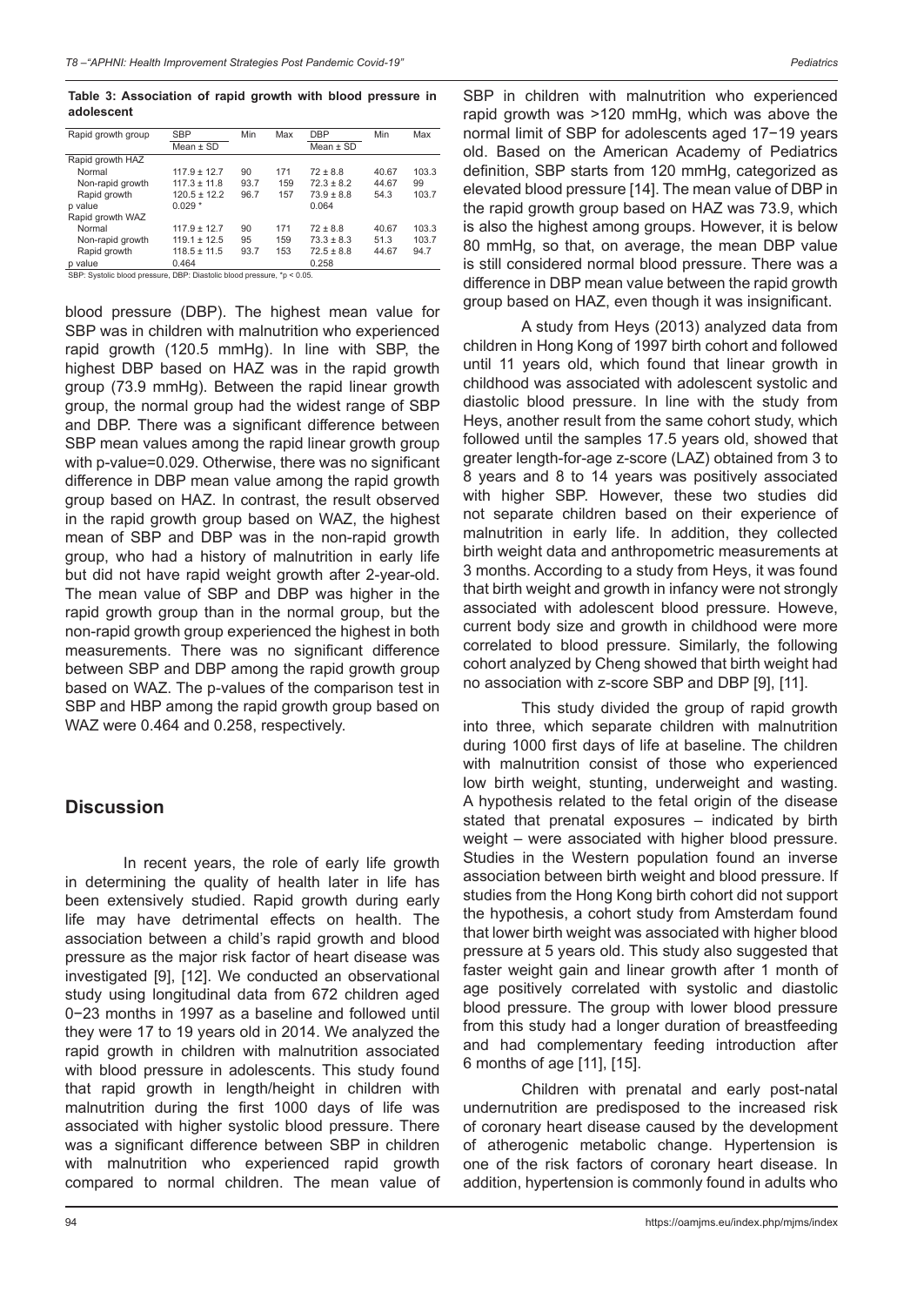**Table 3: Association of rapid growth with blood pressure in adolescent**

| Rapid growth group | SBP | Min | Max | DBP | Min | Max |
|---|---|---|---|---|---|---|
| | Mean ± SD | | | Mean ± SD | | |
| Rapid growth HAZ | | | | | | |
| Normal | 117.9 ± 12.7 | 90 | 171 | 72 ± 8.8 | 40.67 | 103.3 |
| Non-rapid growth | 117.3 ± 11.8 | 93.7 | 159 | 72.3 ± 8.2 | 44.67 | 99 |
| Rapid growth | 120.5 ± 12.2 | 96.7 | 157 | 73.9 ± 8.8 | 54.3 | 103.7 |
| p value | 0.029 * | | | 0.064 | | |
| Rapid growth WAZ | | | | | | |
| Normal | 117.9 ± 12.7 | 90 | 171 | 72 ± 8.8 | 40.67 | 103.3 |
| Non-rapid growth | 119.1 ± 12.5 | 95 | 159 | 73.3 ± 8.3 | 51.3 | 103.7 |
| Rapid growth | 118.5 ± 11.5 | 93.7 | 153 | 72.5 ± 8.8 | 44.67 | 94.7 |
| p value | 0.464 | | | 0.258 | | |

SBP: Systolic blood pressure, DBP: Diastolic blood pressure, *p < 0.05.

blood pressure (DBP). The highest mean value for SBP was in children with malnutrition who experienced rapid growth (120.5 mmHg). In line with SBP, the highest DBP based on HAZ was in the rapid growth group (73.9 mmHg). Between the rapid linear growth group, the normal group had the widest range of SBP and DBP. There was a significant difference between SBP mean values among the rapid linear growth group with p-value=0.029. Otherwise, there was no significant difference in DBP mean value among the rapid growth group based on HAZ. In contrast, the result observed in the rapid growth group based on WAZ, the highest mean of SBP and DBP was in the non-rapid growth group, who had a history of malnutrition in early life but did not have rapid weight growth after 2-year-old. The mean value of SBP and DBP was higher in the rapid growth group than in the normal group, but the non-rapid growth group experienced the highest in both measurements. There was no significant difference between SBP and DBP among the rapid growth group based on WAZ. The p-values of the comparison test in SBP and HBP among the rapid growth group based on WAZ were 0.464 and 0.258, respectively.

## Discussion

In recent years, the role of early life growth in determining the quality of health later in life has been extensively studied. Rapid growth during early life may have detrimental effects on health. The association between a child's rapid growth and blood pressure as the major risk factor of heart disease was investigated [9], [12]. We conducted an observational study using longitudinal data from 672 children aged 0−23 months in 1997 as a baseline and followed until they were 17 to 19 years old in 2014. We analyzed the rapid growth in children with malnutrition associated with blood pressure in adolescents. This study found that rapid growth in length/height in children with malnutrition during the first 1000 days of life was associated with higher systolic blood pressure. There was a significant difference between SBP in children with malnutrition who experienced rapid growth compared to normal children. The mean value of SBP in children with malnutrition who experienced rapid growth was >120 mmHg, which was above the normal limit of SBP for adolescents aged 17−19 years old. Based on the American Academy of Pediatrics definition, SBP starts from 120 mmHg, categorized as elevated blood pressure [14]. The mean value of DBP in the rapid growth group based on HAZ was 73.9, which is also the highest among groups. However, it is below 80 mmHg, so that, on average, the mean DBP value is still considered normal blood pressure. There was a difference in DBP mean value between the rapid growth group based on HAZ, even though it was insignificant.

A study from Heys (2013) analyzed data from children in Hong Kong of 1997 birth cohort and followed until 11 years old, which found that linear growth in childhood was associated with adolescent systolic and diastolic blood pressure. In line with the study from Heys, another result from the same cohort study, which followed until the samples 17.5 years old, showed that greater length-for-age z-score (LAZ) obtained from 3 to 8 years and 8 to 14 years was positively associated with higher SBP. However, these two studies did not separate children based on their experience of malnutrition in early life. In addition, they collected birth weight data and anthropometric measurements at 3 months. According to a study from Heys, it was found that birth weight and growth in infancy were not strongly associated with adolescent blood pressure. Howeve, current body size and growth in childhood were more correlated to blood pressure. Similarly, the following cohort analyzed by Cheng showed that birth weight had no association with z-score SBP and DBP [9], [11].

This study divided the group of rapid growth into three, which separate children with malnutrition during 1000 first days of life at baseline. The children with malnutrition consist of those who experienced low birth weight, stunting, underweight and wasting. A hypothesis related to the fetal origin of the disease stated that prenatal exposures – indicated by birth weight – were associated with higher blood pressure. Studies in the Western population found an inverse association between birth weight and blood pressure. If studies from the Hong Kong birth cohort did not support the hypothesis, a cohort study from Amsterdam found that lower birth weight was associated with higher blood pressure at 5 years old. This study also suggested that faster weight gain and linear growth after 1 month of age positively correlated with systolic and diastolic blood pressure. The group with lower blood pressure from this study had a longer duration of breastfeeding and had complementary feeding introduction after 6 months of age [11], [15].

Children with prenatal and early post-natal undernutrition are predisposed to the increased risk of coronary heart disease caused by the development of atherogenic metabolic change. Hypertension is one of the risk factors of coronary heart disease. In addition, hypertension is commonly found in adults who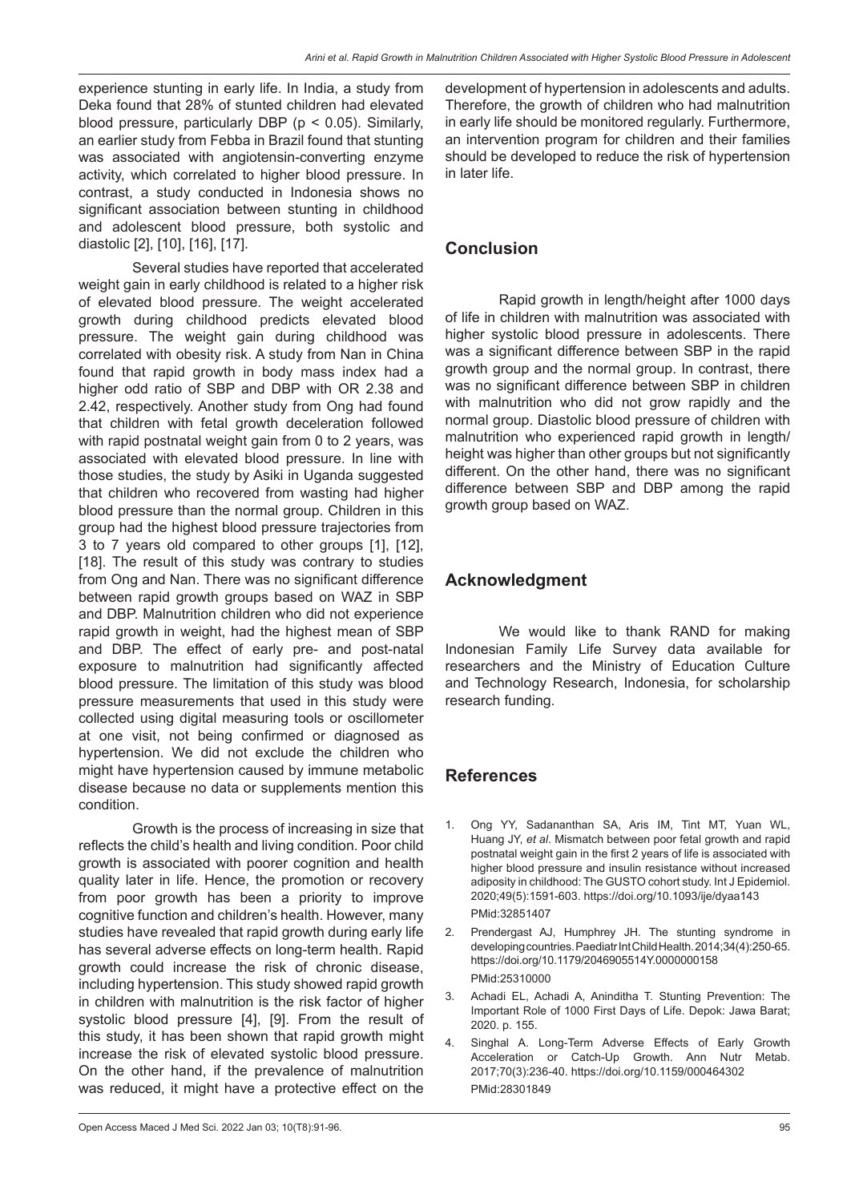experience stunting in early life. In India, a study from Deka found that 28% of stunted children had elevated blood pressure, particularly DBP ($p < 0.05$). Similarly, an earlier study from Febba in Brazil found that stunting was associated with angiotensin-converting enzyme activity, which correlated to higher blood pressure. In contrast, a study conducted in Indonesia shows no significant association between stunting in childhood and adolescent blood pressure, both systolic and diastolic [2], [10], [16], [17].

Several studies have reported that accelerated weight gain in early childhood is related to a higher risk of elevated blood pressure. The weight accelerated growth during childhood predicts elevated blood pressure. The weight gain during childhood was correlated with obesity risk. A study from Nan in China found that rapid growth in body mass index had a higher odd ratio of SBP and DBP with OR 2.38 and 2.42, respectively. Another study from Ong had found that children with fetal growth deceleration followed with rapid postnatal weight gain from 0 to 2 years, was associated with elevated blood pressure. In line with those studies, the study by Asiki in Uganda suggested that children who recovered from wasting had higher blood pressure than the normal group. Children in this group had the highest blood pressure trajectories from 3 to 7 years old compared to other groups [1], [12], [18]. The result of this study was contrary to studies from Ong and Nan. There was no significant difference between rapid growth groups based on WAZ in SBP and DBP. Malnutrition children who did not experience rapid growth in weight, had the highest mean of SBP and DBP. The effect of early pre- and post-natal exposure to malnutrition had significantly affected blood pressure. The limitation of this study was blood pressure measurements that used in this study were collected using digital measuring tools or oscillometer at one visit, not being confirmed or diagnosed as hypertension. We did not exclude the children who might have hypertension caused by immune metabolic disease because no data or supplements mention this condition.

Growth is the process of increasing in size that reflects the child's health and living condition. Poor child growth is associated with poorer cognition and health quality later in life. Hence, the promotion or recovery from poor growth has been a priority to improve cognitive function and children's health. However, many studies have revealed that rapid growth during early life has several adverse effects on long-term health. Rapid growth could increase the risk of chronic disease, including hypertension. This study showed rapid growth in children with malnutrition is the risk factor of higher systolic blood pressure [4], [9]. From the result of this study, it has been shown that rapid growth might increase the risk of elevated systolic blood pressure. On the other hand, if the prevalence of malnutrition was reduced, it might have a protective effect on the development of hypertension in adolescents and adults. Therefore, the growth of children who had malnutrition in early life should be monitored regularly. Furthermore, an intervention program for children and their families should be developed to reduce the risk of hypertension in later life.

## Conclusion

Rapid growth in length/height after 1000 days of life in children with malnutrition was associated with higher systolic blood pressure in adolescents. There was a significant difference between SBP in the rapid growth group and the normal group. In contrast, there was no significant difference between SBP in children with malnutrition who did not grow rapidly and the normal group. Diastolic blood pressure of children with malnutrition who experienced rapid growth in length/height was higher than other groups but not significantly different. On the other hand, there was no significant difference between SBP and DBP among the rapid growth group based on WAZ.

## Acknowledgment

We would like to thank RAND for making Indonesian Family Life Survey data available for researchers and the Ministry of Education Culture and Technology Research, Indonesia, for scholarship research funding.

## References

1. Ong YY, Sadananthan SA, Aris IM, Tint MT, Yuan WL, Huang JY, *et al*. Mismatch between poor fetal growth and rapid postnatal weight gain in the first 2 years of life is associated with higher blood pressure and insulin resistance without increased adiposity in childhood: The GUSTO cohort study. Int J Epidemiol. 2020;49(5):1591-603. https://doi.org/10.1093/ije/dyaa143 PMid:32851407
2. Prendergast AJ, Humphrey JH. The stunting syndrome in developing countries. Paediatr Int Child Health. 2014;34(4):250-65. https://doi.org/10.1179/2046905514Y.0000000158 PMid:25310000
3. Achadi EL, Achadi A, Aninditha T. Stunting Prevention: The Important Role of 1000 First Days of Life. Depok: Jawa Barat; 2020. p. 155.
4. Singhal A. Long-Term Adverse Effects of Early Growth Acceleration or Catch-Up Growth. Ann Nutr Metab. 2017;70(3):236-40. https://doi.org/10.1159/000464302 PMid:28301849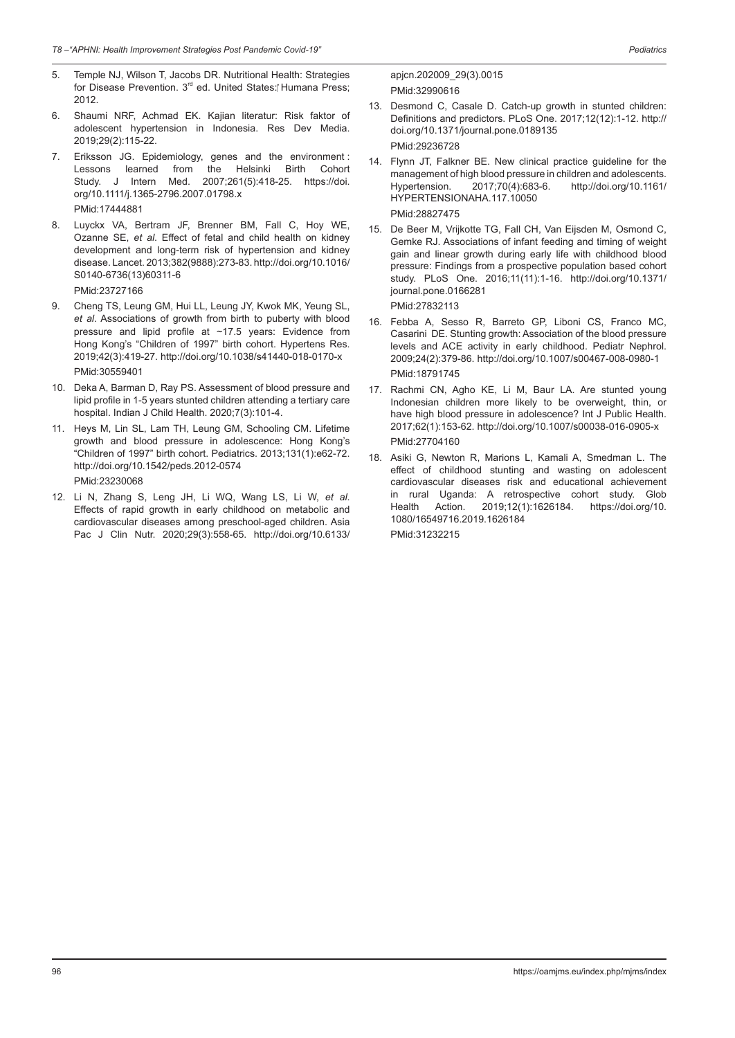5. Temple NJ, Wilson T, Jacobs DR. Nutritional Health: Strategies for Disease Prevention. 3rd ed. United States: Humana Press; 2012.
6. Shaumi NRF, Achmad EK. Kajian literatur: Risk faktor of adolescent hypertension in Indonesia. Res Dev Media. 2019;29(2):115-22.
7. Eriksson JG. Epidemiology, genes and the environment : Lessons learned from the Helsinki Birth Cohort Study. J Intern Med. 2007;261(5):418-25. https://doi.org/10.1111/j.1365-2796.2007.01798.x
   PMid:17444881
8. Luyckx VA, Bertram JF, Brenner BM, Fall C, Hoy WE, Ozanne SE, *et al*. Effect of fetal and child health on kidney development and long-term risk of hypertension and kidney disease. Lancet. 2013;382(9888):273-83. http://doi.org/10.1016/S0140-6736(13)60311-6
   PMid:23727166
9. Cheng TS, Leung GM, Hui LL, Leung JY, Kwok MK, Yeung SL, *et al*. Associations of growth from birth to puberty with blood pressure and lipid profile at ~17.5 years: Evidence from Hong Kong's "Children of 1997" birth cohort. Hypertens Res. 2019;42(3):419-27. http://doi.org/10.1038/s41440-018-0170-x
   PMid:30559401
10. Deka A, Barman D, Ray PS. Assessment of blood pressure and lipid profile in 1-5 years stunted children attending a tertiary care hospital. Indian J Child Health. 2020;7(3):101-4.
11. Heys M, Lin SL, Lam TH, Leung GM, Schooling CM. Lifetime growth and blood pressure in adolescence: Hong Kong's "Children of 1997" birth cohort. Pediatrics. 2013;131(1):e62-72. http://doi.org/10.1542/peds.2012-0574
    PMid:23230068
12. Li N, Zhang S, Leng JH, Li WQ, Wang LS, Li W, *et al*. Effects of rapid growth in early childhood on metabolic and cardiovascular diseases among preschool-aged children. Asia Pac J Clin Nutr. 2020;29(3):558-65. http://doi.org/10.6133/apjcn.202009_29(3).0015
    PMid:32990616
13. Desmond C, Casale D. Catch-up growth in stunted children: Definitions and predictors. PLoS One. 2017;12(12):1-12. http://doi.org/10.1371/journal.pone.0189135
    PMid:29236728
14. Flynn JT, Falkner BE. New clinical practice guideline for the management of high blood pressure in children and adolescents. Hypertension. 2017;70(4):683-6. http://doi.org/10.1161/HYPERTENSIONAHA.117.10050
    PMid:28827475
15. De Beer M, Vrijkotte TG, Fall CH, Van Eijsden M, Osmond C, Gemke RJ. Associations of infant feeding and timing of weight gain and linear growth during early life with childhood blood pressure: Findings from a prospective population based cohort study. PLoS One. 2016;11(11):1-16. http://doi.org/10.1371/journal.pone.0166281
    PMid:27832113
16. Febba A, Sesso R, Barreto GP, Liboni CS, Franco MC, Casarini DE. Stunting growth: Association of the blood pressure levels and ACE activity in early childhood. Pediatr Nephrol. 2009;24(2):379-86. http://doi.org/10.1007/s00467-008-0980-1
    PMid:18791745
17. Rachmi CN, Agho KE, Li M, Baur LA. Are stunted young Indonesian children more likely to be overweight, thin, or have high blood pressure in adolescence? Int J Public Health. 2017;62(1):153-62. http://doi.org/10.1007/s00038-016-0905-x
    PMid:27704160
18. Asiki G, Newton R, Marions L, Kamali A, Smedman L. The effect of childhood stunting and wasting on adolescent cardiovascular diseases risk and educational achievement in rural Uganda: A retrospective cohort study. Glob Health Action. 2019;12(1):1626184. https://doi.org/10.1080/16549716.2019.1626184
    PMid:31232215